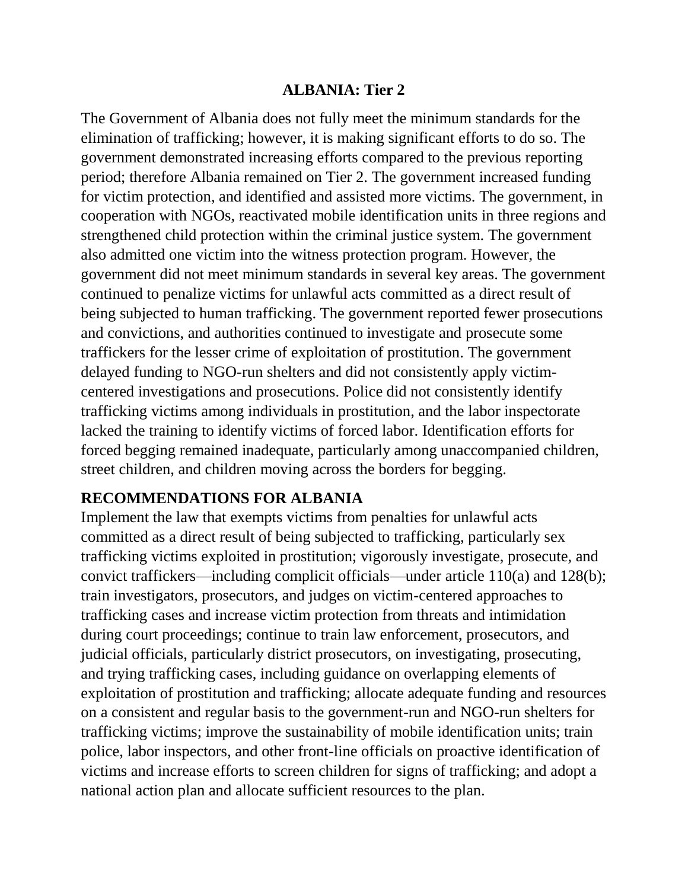# ALBANIA: Tier 2

The Government of Albania does not fully meet the minimum standards for the elimination of trafficking; however, it is making significant efforts to do so. The government demonstrated increasing efforts compared to the previous reporting period; therefore Albania remained on Tier 2. The government increased funding for victim protection, and identified and assisted more victims. The government, in cooperation with NGOs, reactivated mobile identification units in three regions and strengthened child protection within the criminal justice system. The government also admitted one victim into the witness protection program. However, the government did not meet minimum standards in several key areas. The government continued to penalize victims for unlawful acts committed as a direct result of being subjected to human trafficking. The government reported fewer prosecutions and convictions, and authorities continued to investigate and prosecute some traffickers for the lesser crime of exploitation of prostitution. The government delayed funding to NGO-run shelters and did not consistently apply victim-centered investigations and prosecutions. Police did not consistently identify trafficking victims among individuals in prostitution, and the labor inspectorate lacked the training to identify victims of forced labor. Identification efforts for forced begging remained inadequate, particularly among unaccompanied children, street children, and children moving across the borders for begging.

## RECOMMENDATIONS FOR ALBANIA

Implement the law that exempts victims from penalties for unlawful acts committed as a direct result of being subjected to trafficking, particularly sex trafficking victims exploited in prostitution; vigorously investigate, prosecute, and convict traffickers—including complicit officials—under article 110(a) and 128(b); train investigators, prosecutors, and judges on victim-centered approaches to trafficking cases and increase victim protection from threats and intimidation during court proceedings; continue to train law enforcement, prosecutors, and judicial officials, particularly district prosecutors, on investigating, prosecuting, and trying trafficking cases, including guidance on overlapping elements of exploitation of prostitution and trafficking; allocate adequate funding and resources on a consistent and regular basis to the government-run and NGO-run shelters for trafficking victims; improve the sustainability of mobile identification units; train police, labor inspectors, and other front-line officials on proactive identification of victims and increase efforts to screen children for signs of trafficking; and adopt a national action plan and allocate sufficient resources to the plan.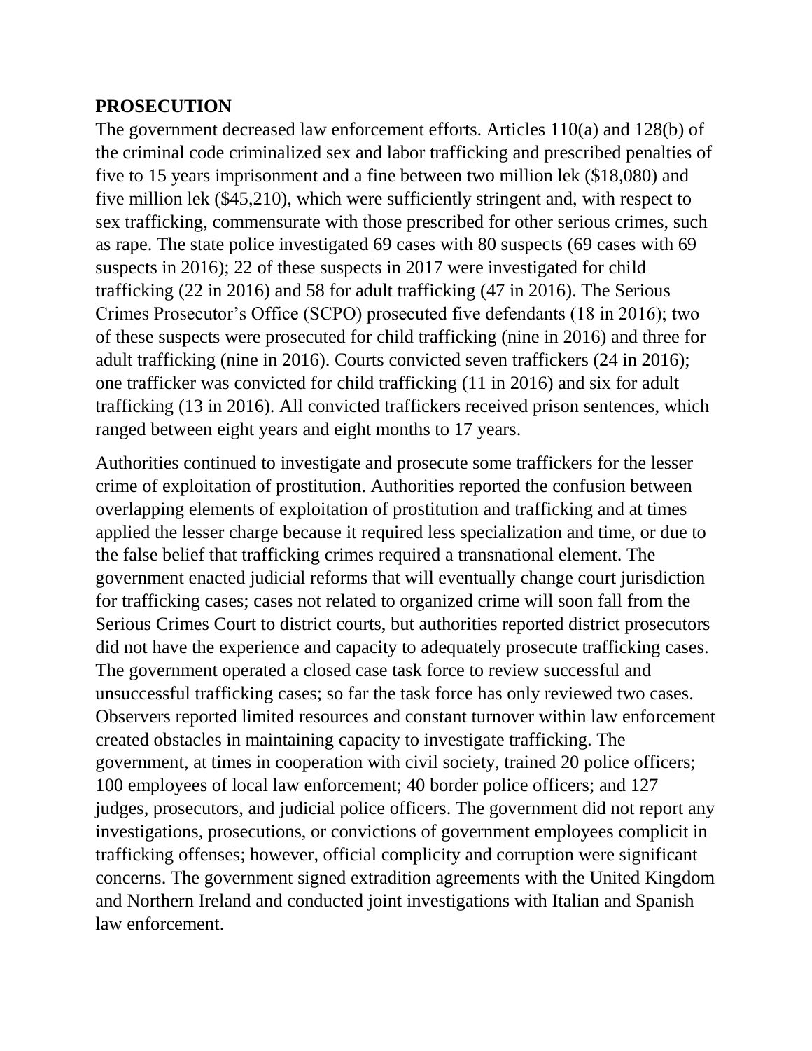**PROSECUTION**

The government decreased law enforcement efforts. Articles 110(a) and 128(b) of the criminal code criminalized sex and labor trafficking and prescribed penalties of five to 15 years imprisonment and a fine between two million lek ($18,080) and five million lek ($45,210), which were sufficiently stringent and, with respect to sex trafficking, commensurate with those prescribed for other serious crimes, such as rape. The state police investigated 69 cases with 80 suspects (69 cases with 69 suspects in 2016); 22 of these suspects in 2017 were investigated for child trafficking (22 in 2016) and 58 for adult trafficking (47 in 2016). The Serious Crimes Prosecutor's Office (SCPO) prosecuted five defendants (18 in 2016); two of these suspects were prosecuted for child trafficking (nine in 2016) and three for adult trafficking (nine in 2016). Courts convicted seven traffickers (24 in 2016); one trafficker was convicted for child trafficking (11 in 2016) and six for adult trafficking (13 in 2016). All convicted traffickers received prison sentences, which ranged between eight years and eight months to 17 years.

Authorities continued to investigate and prosecute some traffickers for the lesser crime of exploitation of prostitution. Authorities reported the confusion between overlapping elements of exploitation of prostitution and trafficking and at times applied the lesser charge because it required less specialization and time, or due to the false belief that trafficking crimes required a transnational element. The government enacted judicial reforms that will eventually change court jurisdiction for trafficking cases; cases not related to organized crime will soon fall from the Serious Crimes Court to district courts, but authorities reported district prosecutors did not have the experience and capacity to adequately prosecute trafficking cases. The government operated a closed case task force to review successful and unsuccessful trafficking cases; so far the task force has only reviewed two cases. Observers reported limited resources and constant turnover within law enforcement created obstacles in maintaining capacity to investigate trafficking. The government, at times in cooperation with civil society, trained 20 police officers; 100 employees of local law enforcement; 40 border police officers; and 127 judges, prosecutors, and judicial police officers. The government did not report any investigations, prosecutions, or convictions of government employees complicit in trafficking offenses; however, official complicity and corruption were significant concerns. The government signed extradition agreements with the United Kingdom and Northern Ireland and conducted joint investigations with Italian and Spanish law enforcement.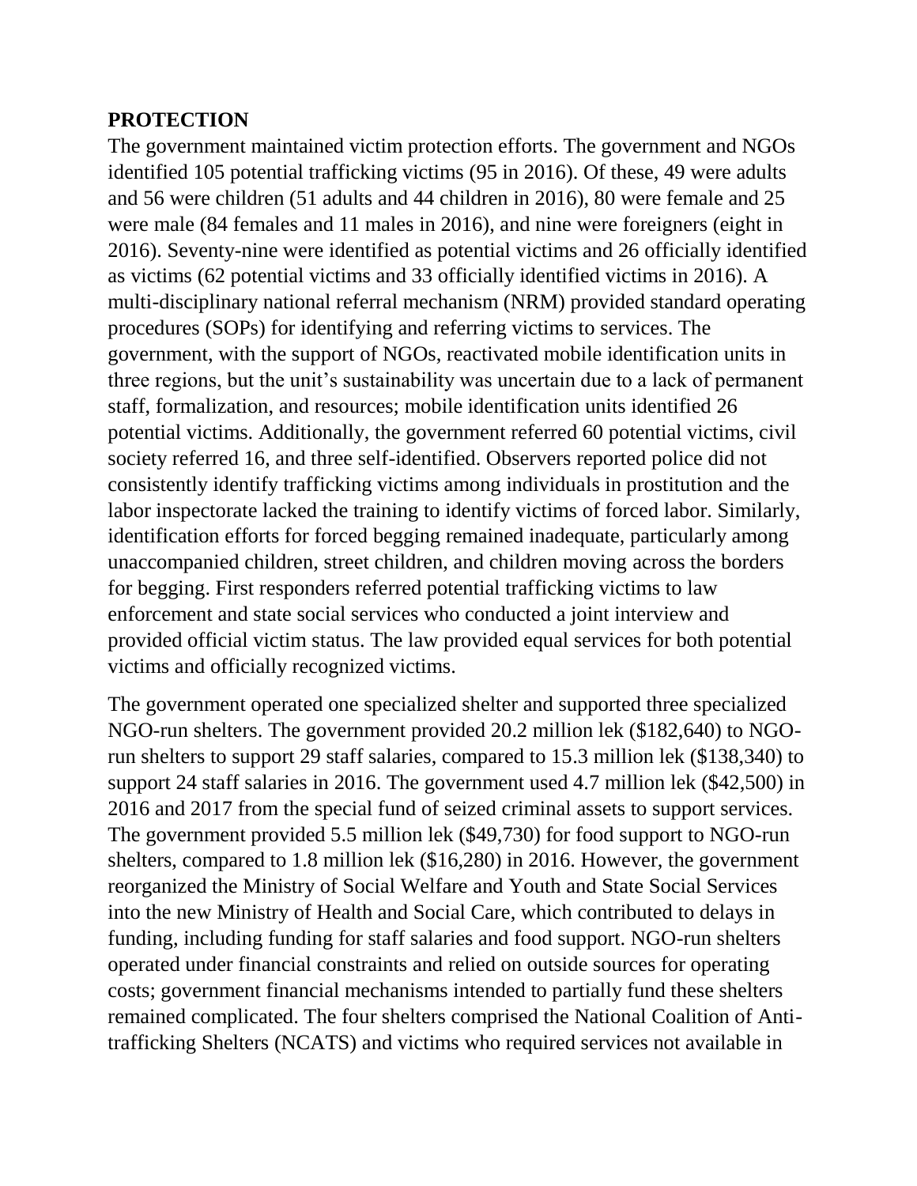**PROTECTION**

The government maintained victim protection efforts. The government and NGOs identified 105 potential trafficking victims (95 in 2016). Of these, 49 were adults and 56 were children (51 adults and 44 children in 2016), 80 were female and 25 were male (84 females and 11 males in 2016), and nine were foreigners (eight in 2016). Seventy-nine were identified as potential victims and 26 officially identified as victims (62 potential victims and 33 officially identified victims in 2016). A multi-disciplinary national referral mechanism (NRM) provided standard operating procedures (SOPs) for identifying and referring victims to services. The government, with the support of NGOs, reactivated mobile identification units in three regions, but the unit's sustainability was uncertain due to a lack of permanent staff, formalization, and resources; mobile identification units identified 26 potential victims. Additionally, the government referred 60 potential victims, civil society referred 16, and three self-identified. Observers reported police did not consistently identify trafficking victims among individuals in prostitution and the labor inspectorate lacked the training to identify victims of forced labor. Similarly, identification efforts for forced begging remained inadequate, particularly among unaccompanied children, street children, and children moving across the borders for begging. First responders referred potential trafficking victims to law enforcement and state social services who conducted a joint interview and provided official victim status. The law provided equal services for both potential victims and officially recognized victims.

The government operated one specialized shelter and supported three specialized NGO-run shelters. The government provided 20.2 million lek ($182,640) to NGO-run shelters to support 29 staff salaries, compared to 15.3 million lek ($138,340) to support 24 staff salaries in 2016. The government used 4.7 million lek ($42,500) in 2016 and 2017 from the special fund of seized criminal assets to support services. The government provided 5.5 million lek ($49,730) for food support to NGO-run shelters, compared to 1.8 million lek ($16,280) in 2016. However, the government reorganized the Ministry of Social Welfare and Youth and State Social Services into the new Ministry of Health and Social Care, which contributed to delays in funding, including funding for staff salaries and food support. NGO-run shelters operated under financial constraints and relied on outside sources for operating costs; government financial mechanisms intended to partially fund these shelters remained complicated. The four shelters comprised the National Coalition of Anti-trafficking Shelters (NCATS) and victims who required services not available in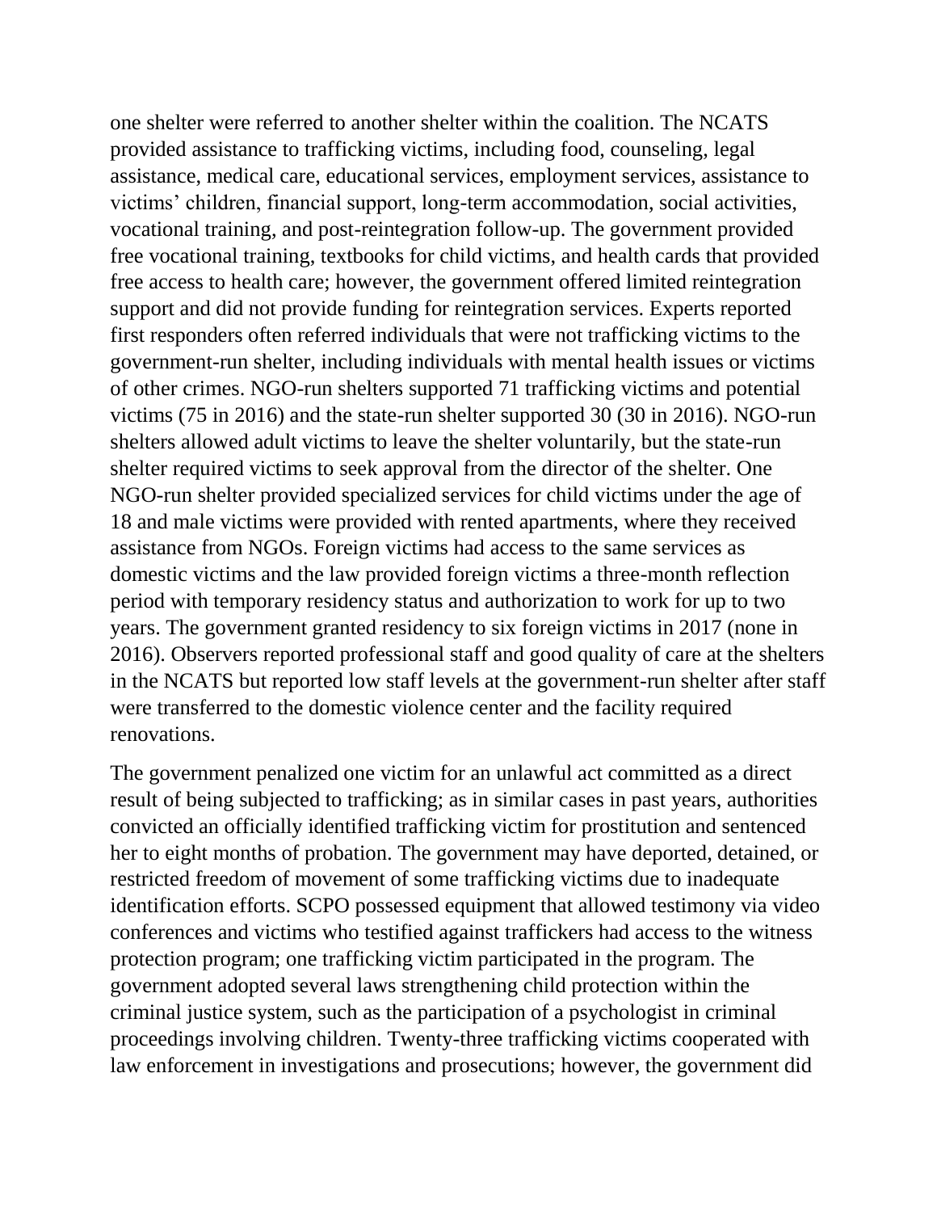one shelter were referred to another shelter within the coalition. The NCATS provided assistance to trafficking victims, including food, counseling, legal assistance, medical care, educational services, employment services, assistance to victims' children, financial support, long-term accommodation, social activities, vocational training, and post-reintegration follow-up. The government provided free vocational training, textbooks for child victims, and health cards that provided free access to health care; however, the government offered limited reintegration support and did not provide funding for reintegration services. Experts reported first responders often referred individuals that were not trafficking victims to the government-run shelter, including individuals with mental health issues or victims of other crimes. NGO-run shelters supported 71 trafficking victims and potential victims (75 in 2016) and the state-run shelter supported 30 (30 in 2016). NGO-run shelters allowed adult victims to leave the shelter voluntarily, but the state-run shelter required victims to seek approval from the director of the shelter. One NGO-run shelter provided specialized services for child victims under the age of 18 and male victims were provided with rented apartments, where they received assistance from NGOs. Foreign victims had access to the same services as domestic victims and the law provided foreign victims a three-month reflection period with temporary residency status and authorization to work for up to two years. The government granted residency to six foreign victims in 2017 (none in 2016). Observers reported professional staff and good quality of care at the shelters in the NCATS but reported low staff levels at the government-run shelter after staff were transferred to the domestic violence center and the facility required renovations.

The government penalized one victim for an unlawful act committed as a direct result of being subjected to trafficking; as in similar cases in past years, authorities convicted an officially identified trafficking victim for prostitution and sentenced her to eight months of probation. The government may have deported, detained, or restricted freedom of movement of some trafficking victims due to inadequate identification efforts. SCPO possessed equipment that allowed testimony via video conferences and victims who testified against traffickers had access to the witness protection program; one trafficking victim participated in the program. The government adopted several laws strengthening child protection within the criminal justice system, such as the participation of a psychologist in criminal proceedings involving children. Twenty-three trafficking victims cooperated with law enforcement in investigations and prosecutions; however, the government did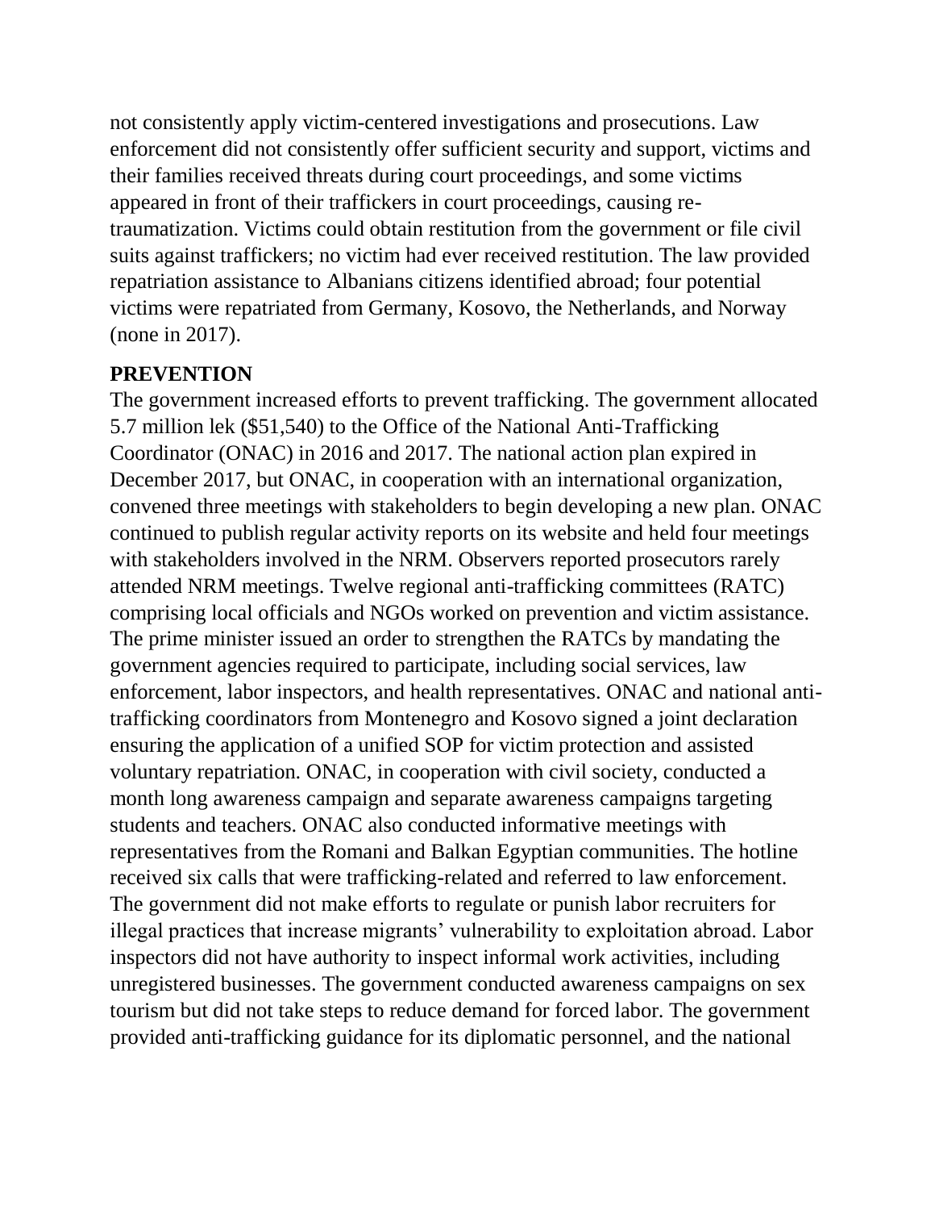not consistently apply victim-centered investigations and prosecutions. Law enforcement did not consistently offer sufficient security and support, victims and their families received threats during court proceedings, and some victims appeared in front of their traffickers in court proceedings, causing re-traumatization. Victims could obtain restitution from the government or file civil suits against traffickers; no victim had ever received restitution. The law provided repatriation assistance to Albanians citizens identified abroad; four potential victims were repatriated from Germany, Kosovo, the Netherlands, and Norway (none in 2017).

**PREVENTION**

The government increased efforts to prevent trafficking. The government allocated 5.7 million lek ($51,540) to the Office of the National Anti-Trafficking Coordinator (ONAC) in 2016 and 2017. The national action plan expired in December 2017, but ONAC, in cooperation with an international organization, convened three meetings with stakeholders to begin developing a new plan. ONAC continued to publish regular activity reports on its website and held four meetings with stakeholders involved in the NRM. Observers reported prosecutors rarely attended NRM meetings. Twelve regional anti-trafficking committees (RATC) comprising local officials and NGOs worked on prevention and victim assistance. The prime minister issued an order to strengthen the RATCs by mandating the government agencies required to participate, including social services, law enforcement, labor inspectors, and health representatives. ONAC and national anti-trafficking coordinators from Montenegro and Kosovo signed a joint declaration ensuring the application of a unified SOP for victim protection and assisted voluntary repatriation. ONAC, in cooperation with civil society, conducted a month long awareness campaign and separate awareness campaigns targeting students and teachers. ONAC also conducted informative meetings with representatives from the Romani and Balkan Egyptian communities. The hotline received six calls that were trafficking-related and referred to law enforcement. The government did not make efforts to regulate or punish labor recruiters for illegal practices that increase migrants' vulnerability to exploitation abroad. Labor inspectors did not have authority to inspect informal work activities, including unregistered businesses. The government conducted awareness campaigns on sex tourism but did not take steps to reduce demand for forced labor. The government provided anti-trafficking guidance for its diplomatic personnel, and the national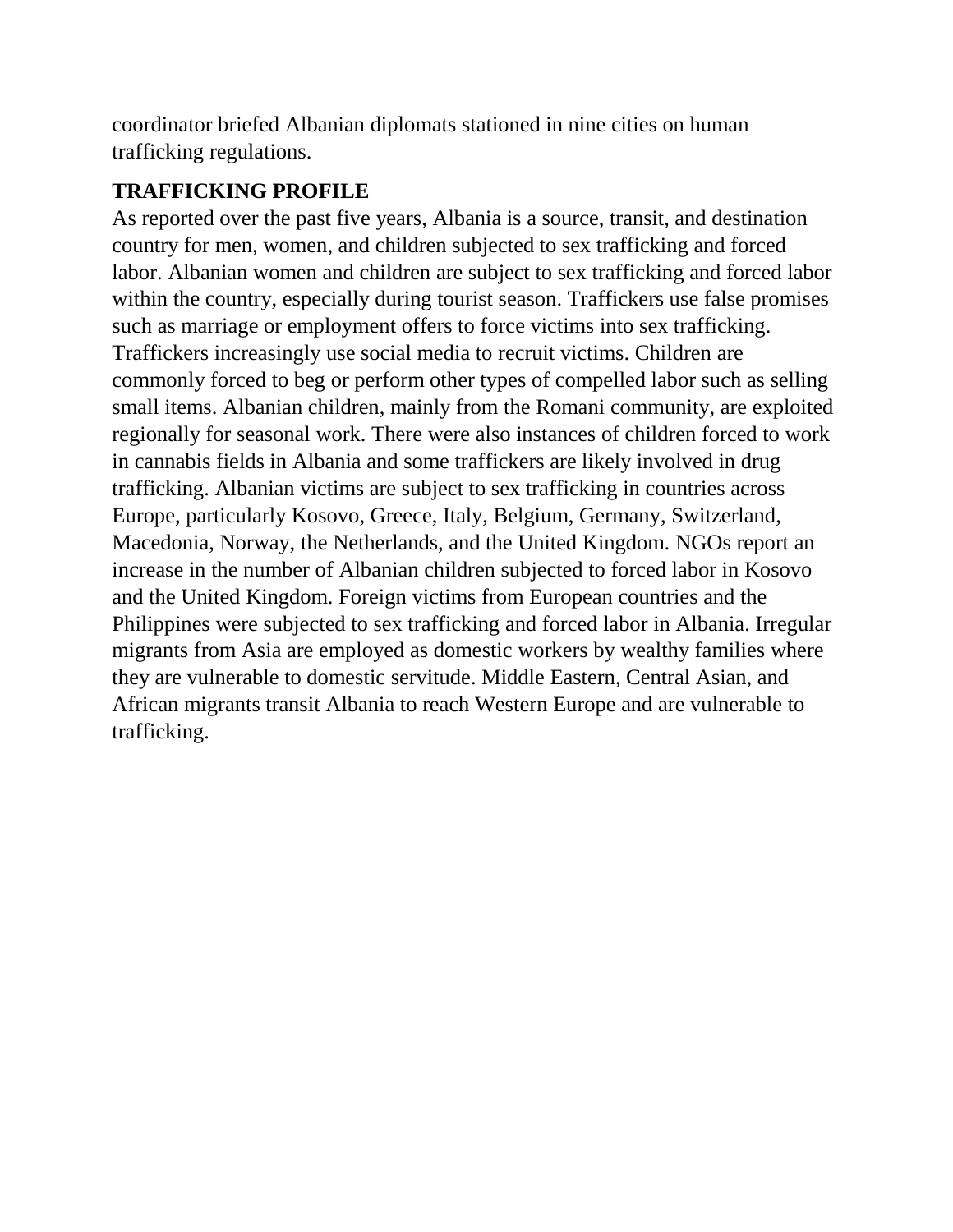coordinator briefed Albanian diplomats stationed in nine cities on human trafficking regulations.

**TRAFFICKING PROFILE**

As reported over the past five years, Albania is a source, transit, and destination country for men, women, and children subjected to sex trafficking and forced labor. Albanian women and children are subject to sex trafficking and forced labor within the country, especially during tourist season. Traffickers use false promises such as marriage or employment offers to force victims into sex trafficking. Traffickers increasingly use social media to recruit victims. Children are commonly forced to beg or perform other types of compelled labor such as selling small items. Albanian children, mainly from the Romani community, are exploited regionally for seasonal work. There were also instances of children forced to work in cannabis fields in Albania and some traffickers are likely involved in drug trafficking. Albanian victims are subject to sex trafficking in countries across Europe, particularly Kosovo, Greece, Italy, Belgium, Germany, Switzerland, Macedonia, Norway, the Netherlands, and the United Kingdom. NGOs report an increase in the number of Albanian children subjected to forced labor in Kosovo and the United Kingdom. Foreign victims from European countries and the Philippines were subjected to sex trafficking and forced labor in Albania. Irregular migrants from Asia are employed as domestic workers by wealthy families where they are vulnerable to domestic servitude. Middle Eastern, Central Asian, and African migrants transit Albania to reach Western Europe and are vulnerable to trafficking.